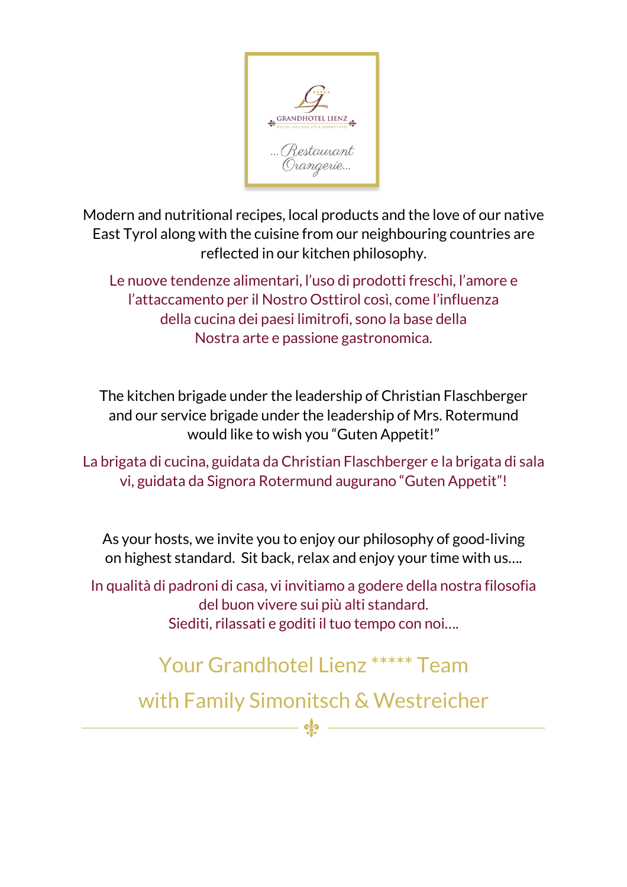GRANDHOTEL LIENZ

MEDICAL WELLNESS SPA & GOURMETHOTEL

...Restaurant Orangerie...

Modern and nutritional recipes, local products and the love of our native East Tyrol along with the cuisine from our neighbouring countries are reflected in our kitchen philosophy.

Le nuove tendenze alimentari, l'uso di prodotti freschi, l'amore e l'attaccamento per il Nostro Osttirol così, come l'influenza della cucina dei paesi limitrofi, sono la base della Nostra arte e passione gastronomica.

The kitchen brigade under the leadership of Christian Flaschberger and our service brigade under the leadership of Mrs. Rotermund would like to wish you "Guten Appetit!"

La brigata di cucina, guidata da Christian Flaschberger e la brigata di sala vi, guidata da Signora Rotermund augurano "Guten Appetit"!

As your hosts, we invite you to enjoy our philosophy of good-living on highest standard. Sit back, relax and enjoy your time with us….

In qualità di padroni di casa, vi invitiamo a godere della nostra filosofia del buon vivere sui più alti standard.
Siediti, rilassati e goditi il tuo tempo con noi….

Your Grandhotel Lienz ***** Team

with Family Simonitsch & Westreicher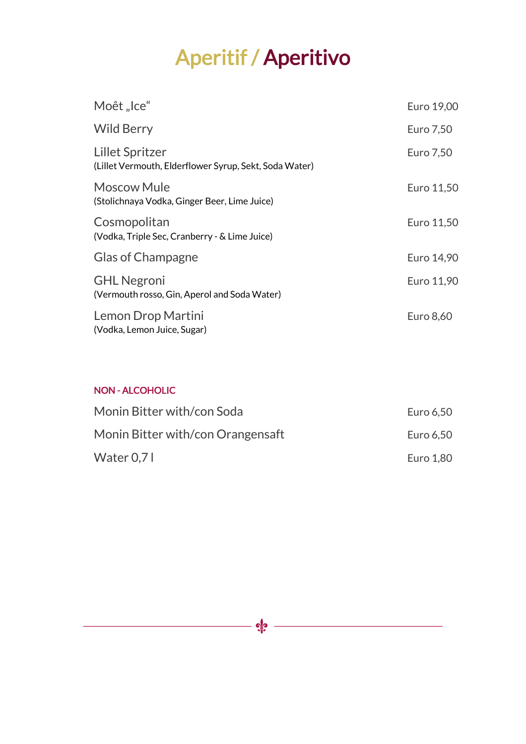# Aperitif / Aperitivo

| | |
|---|---|
| Moêt „Ice“ | Euro 19,00 |
| Wild Berry | Euro 7,50 |
| Lillet Spritzer<br>(Lillet Vermouth, Elderflower Syrup, Sekt, Soda Water) | Euro 7,50 |
| Moscow Mule<br>(Stolichnaya Vodka, Ginger Beer, Lime Juice) | Euro 11,50 |
| Cosmopolitan<br>(Vodka, Triple Sec, Cranberry - & Lime Juice) | Euro 11,50 |
| Glas of Champagne | Euro 14,90 |
| GHL Negroni<br>(Vermouth rosso, Gin, Aperol and Soda Water) | Euro 11,90 |
| Lemon Drop Martini<br>(Vodka, Lemon Juice, Sugar) | Euro 8,60 |

**NON - ALCOHOLIC**

| | |
|---|---|
| Monin Bitter with/con Soda | Euro 6,50 |
| Monin Bitter with/con Orangensaft | Euro 6,50 |
| Water 0,7 l | Euro 1,80 |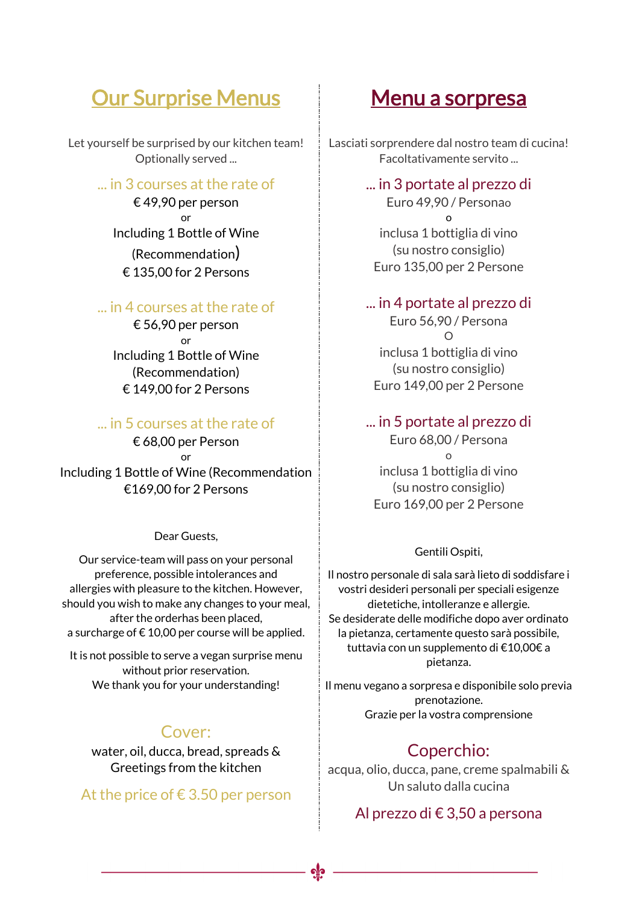# Our Surprise Menus

Let yourself be surprised by our kitchen team!
Optionally served ...

### ... in 3 courses at the rate of

€ 49,90 per person
or
Including 1 Bottle of Wine
(Recommendation)
€ 135,00 for 2 Persons

### ... in 4 courses at the rate of

€ 56,90 per person
or
Including 1 Bottle of Wine
(Recommendation)
€ 149,00 for 2 Persons

### ... in 5 courses at the rate of

€ 68,00 per Person
or
Including 1 Bottle of Wine (Recommendation
€169,00 for 2 Persons

Dear Guests,

Our service-team will pass on your personal preference, possible intolerances and allergies with pleasure to the kitchen. However, should you wish to make any changes to your meal, after the orderhas been placed,
a surcharge of € 10,00 per course will be applied.

It is not possible to serve a vegan surprise menu without prior reservation.
We thank you for your understanding!

### Cover:

water, oil, ducca, bread, spreads &
Greetings from the kitchen

At the price of € 3.50 per person

# Menu a sorpresa

Lasciati sorprendere dal nostro team di cucina!
Facoltativamente servito ...

### ... in 3 portate al prezzo di

Euro 49,90 / Personao
o
inclusa 1 bottiglia di vino
(su nostro consiglio)
Euro 135,00 per 2 Persone

### ... in 4 portate al prezzo di

Euro 56,90 / Persona
O
inclusa 1 bottiglia di vino
(su nostro consiglio)
Euro 149,00 per 2 Persone

### ... in 5 portate al prezzo di

Euro 68,00 / Persona
o
inclusa 1 bottiglia di vino
(su nostro consiglio)
Euro 169,00 per 2 Persone

Gentili Ospiti,

Il nostro personale di sala sarà lieto di soddisfare i vostri desideri personali per speciali esigenze dietetiche, intolleranze e allergie.
Se desiderate delle modifiche dopo aver ordinato la pietanza, certamente questo sarà possibile, tuttavia con un supplemento di €10,00€ a pietanza.

Il menu vegano a sorpresa e disponibile solo previa prenotazione.
Grazie per la vostra comprensione

### Coperchio:

acqua, olio, ducca, pane, creme spalmabili &
Un saluto dalla cucina

Al prezzo di € 3,50 a persona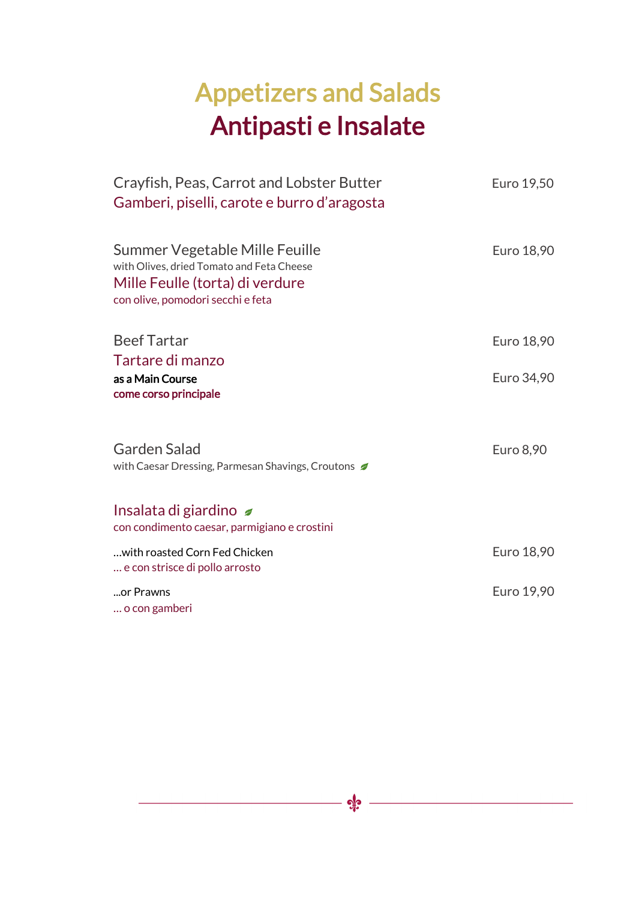# Appetizers and Salads
# Antipasti e Insalate

Crayfish, Peas, Carrot and Lobster Butter — Euro 19,50
Gamberi, piselli, carote e burro d'aragosta

Summer Vegetable Mille Feuille — Euro 18,90
with Olives, dried Tomato and Feta Cheese
Mille Feulle (torta) di verdure
con olive, pomodori secchi e feta

Beef Tartar — Euro 18,90
Tartare di manzo
**as a Main Course** — Euro 34,90
**come corso principale**

Garden Salad — Euro 8,90
with Caesar Dressing, Parmesan Shavings, Croutons

Insalata di giardino
con condimento caesar, parmigiano e crostini

…with roasted Corn Fed Chicken — Euro 18,90
… e con strisce di pollo arrosto

...or Prawns — Euro 19,90
… o con gamberi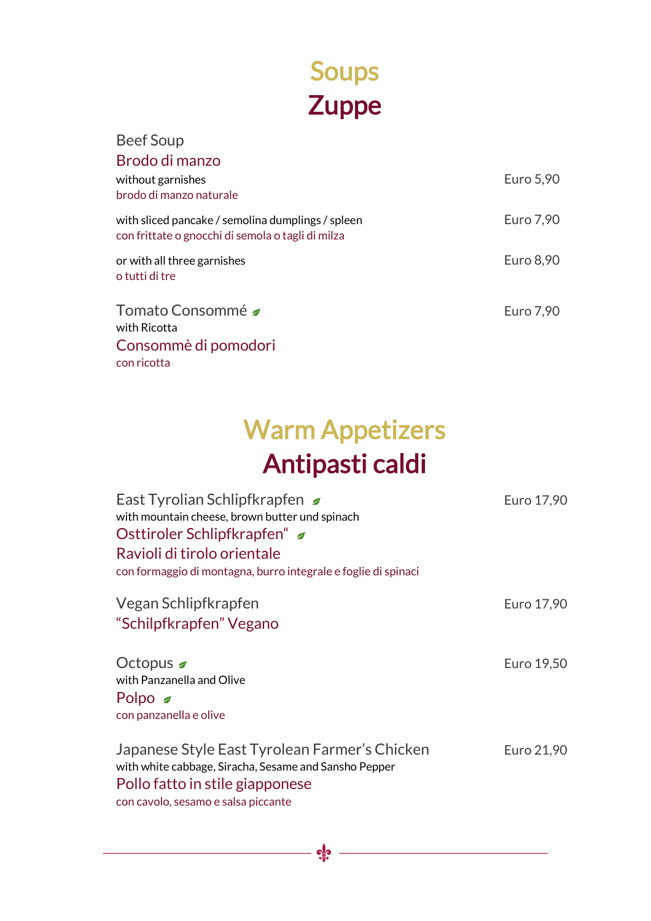# Soups
# Zuppe

**Beef Soup**
**Brodo di manzo**

without garnishes — Euro 5,90
brodo di manzo naturale

with sliced pancake / semolina dumplings / spleen — Euro 7,90
con frittate o gnocchi di semola o tagli di milza

or with all three garnishes — Euro 8,90
o tutti di tre

**Tomato Consommé** 🌿 — Euro 7,90
with Ricotta
**Consommè di pomodori**
con ricotta

# Warm Appetizers
# Antipasti caldi

**East Tyrolian Schlipfkrapfen** 🌿 — Euro 17,90
with mountain cheese, brown butter und spinach
**Osttiroler Schlipfkrapfen"** 🌿
**Ravioli di tirolo orientale**
con formaggio di montagna, burro integrale e foglie di spinaci

**Vegan Schlipfkrapfen** — Euro 17,90
**"Schilpfkrapfen" Vegano**

**Octopus** 🌿 — Euro 19,50
with Panzanella and Olive
**Polpo** 🌿
con panzanella e olive

**Japanese Style East Tyrolean Farmer's Chicken** — Euro 21,90
with white cabbage, Siracha, Sesame and Sansho Pepper
**Pollo fatto in stile giapponese**
con cavolo, sesamo e salsa piccante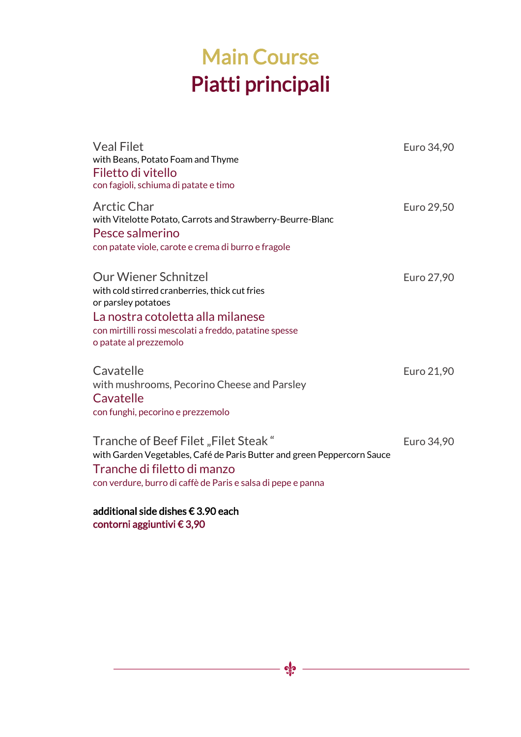# Main Course
# Piatti principali

**Veal Filet** — Euro 34,90
with Beans, Potato Foam and Thyme
**Filetto di vitello**
con fagioli, schiuma di patate e timo

**Arctic Char** — Euro 29,50
with Vitelotte Potato, Carrots and Strawberry-Beurre-Blanc
**Pesce salmerino**
con patate viole, carote e crema di burro e fragole

**Our Wiener Schnitzel** — Euro 27,90
with cold stirred cranberries, thick cut fries
or parsley potatoes
**La nostra cotoletta alla milanese**
con mirtilli rossi mescolati a freddo, patatine spesse
o patate al prezzemolo

**Cavatelle** — Euro 21,90
with mushrooms, Pecorino Cheese and Parsley
**Cavatelle**
con funghi, pecorino e prezzemolo

**Tranche of Beef Filet „Filet Steak"** — Euro 34,90
with Garden Vegetables, Café de Paris Butter and green Peppercorn Sauce
**Tranche di filetto di manzo**
con verdure, burro di caffè de Paris e salsa di pepe e panna

**additional side dishes € 3.90 each**
**contorni aggiuntivi € 3,90**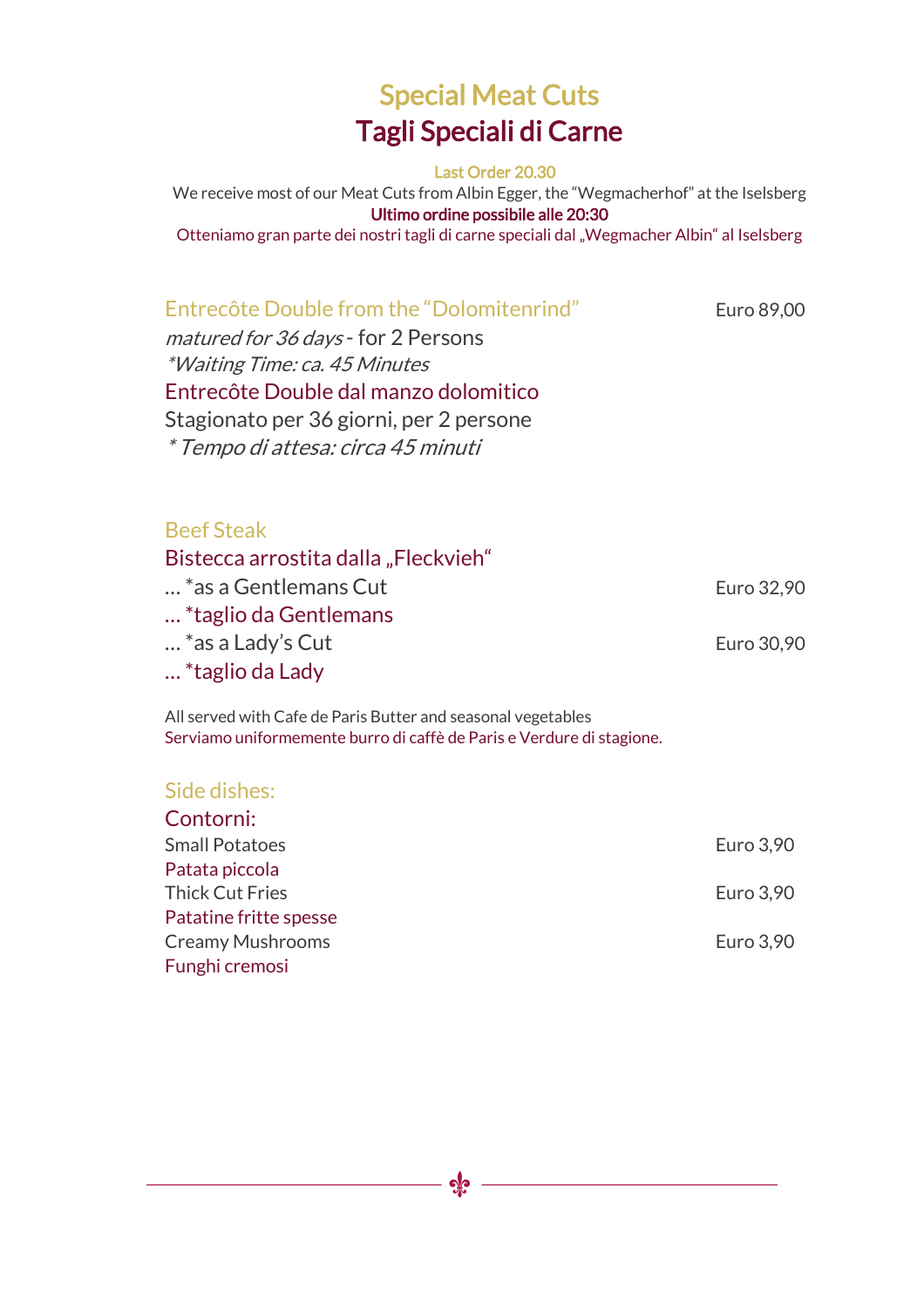# Special Meat Cuts
# Tagli Speciali di Carne

**Last Order 20.30**

We receive most of our Meat Cuts from Albin Egger, the "Wegmacherhof" at the Iselsberg

**Ultimo ordine possibile alle 20:30**

Otteniamo gran parte dei nostri tagli di carne speciali dal „Wegmacher Albin" al Iselsberg

## Entrecôte Double from the "Dolomitenrind" — Euro 89,00

*matured for 36 days* - for 2 Persons
*\*Waiting Time: ca. 45 Minutes*

Entrecôte Double dal manzo dolomitico
Stagionato per 36 giorni, per 2 persone
*\* Tempo di attesa: circa 45 minuti*

## Beef Steak

Bistecca arrostita dalla „Fleckvieh"

| | |
|---|---|
| … *as a Gentlemans Cut<br>… *taglio da Gentlemans | Euro 32,90 |
| … *as a Lady's Cut<br>… *taglio da Lady | Euro 30,90 |

All served with Cafe de Paris Butter and seasonal vegetables
Serviamo uniformemente burro di caffè de Paris e Verdure di stagione.

## Side dishes:
## Contorni:

| | |
|---|---|
| Small Potatoes<br>Patata piccola | Euro 3,90 |
| Thick Cut Fries<br>Patatine fritte spesse | Euro 3,90 |
| Creamy Mushrooms<br>Funghi cremosi | Euro 3,90 |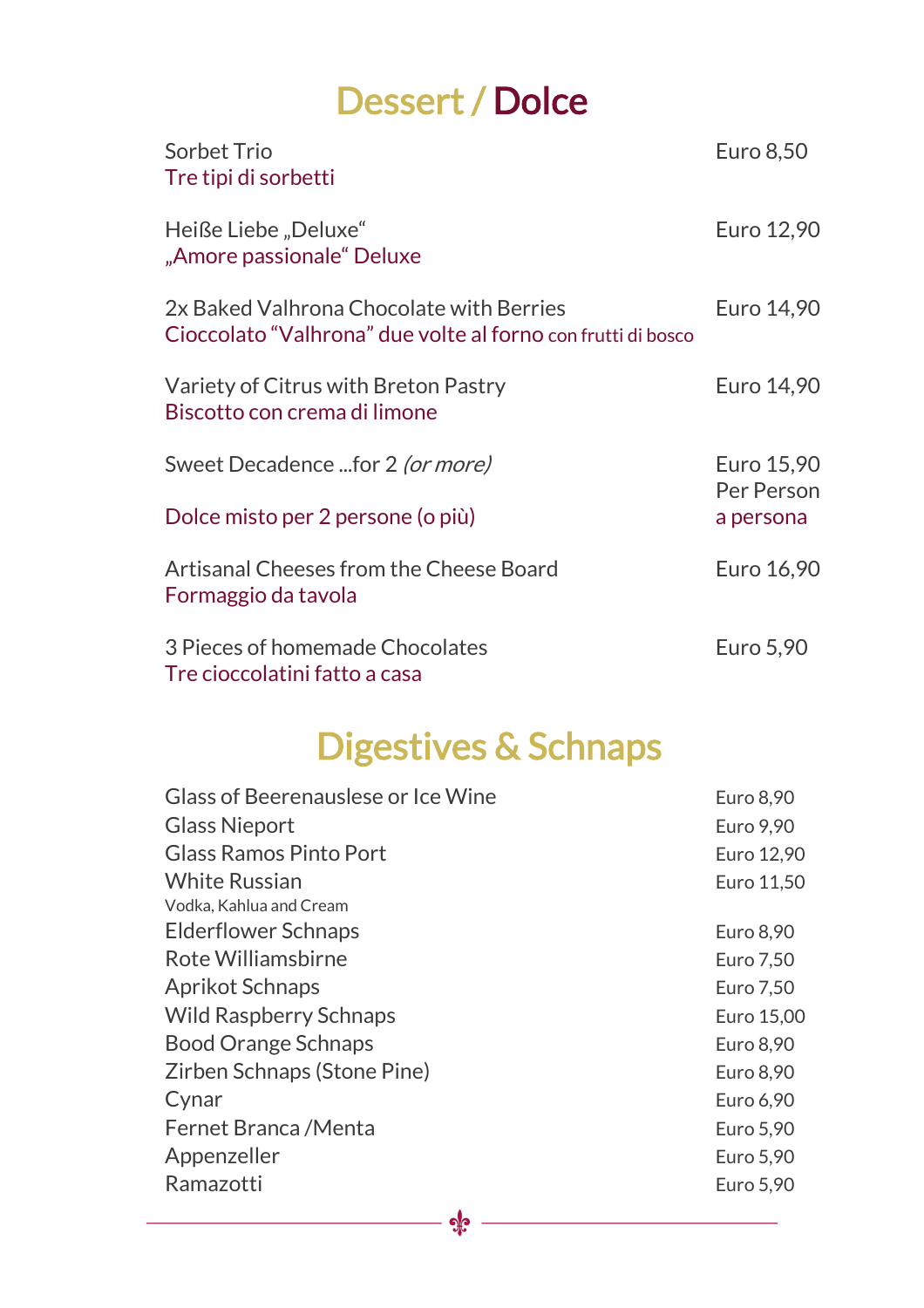# Dessert / Dolce

| | |
|---|---|
| Sorbet Trio<br>Tre tipi di sorbetti | Euro 8,50 |
| Heiße Liebe „Deluxe“<br>„Amore passionale“ Deluxe | Euro 12,90 |
| 2x Baked Valhrona Chocolate with Berries<br>Cioccolato “Valhrona” due volte al forno con frutti di bosco | Euro 14,90 |
| Variety of Citrus with Breton Pastry<br>Biscotto con crema di limone | Euro 14,90 |
| Sweet Decadence ...for 2 *(or more)*<br>Dolce misto per 2 persone (o più) | Euro 15,90<br>Per Person<br>a persona |
| Artisanal Cheeses from the Cheese Board<br>Formaggio da tavola | Euro 16,90 |
| 3 Pieces of homemade Chocolates<br>Tre cioccolatini fatto a casa | Euro 5,90 |

# Digestives & Schnaps

| | |
|---|---|
| Glass of Beerenauslese or Ice Wine | Euro 8,90 |
| Glass Nieport | Euro 9,90 |
| Glass Ramos Pinto Port | Euro 12,90 |
| White Russian<br>Vodka, Kahlua and Cream | Euro 11,50 |
| Elderflower Schnaps | Euro 8,90 |
| Rote Williamsbirne | Euro 7,50 |
| Aprikot Schnaps | Euro 7,50 |
| Wild Raspberry Schnaps | Euro 15,00 |
| Bood Orange Schnaps | Euro 8,90 |
| Zirben Schnaps (Stone Pine) | Euro 8,90 |
| Cynar | Euro 6,90 |
| Fernet Branca /Menta | Euro 5,90 |
| Appenzeller | Euro 5,90 |
| Ramazotti | Euro 5,90 |